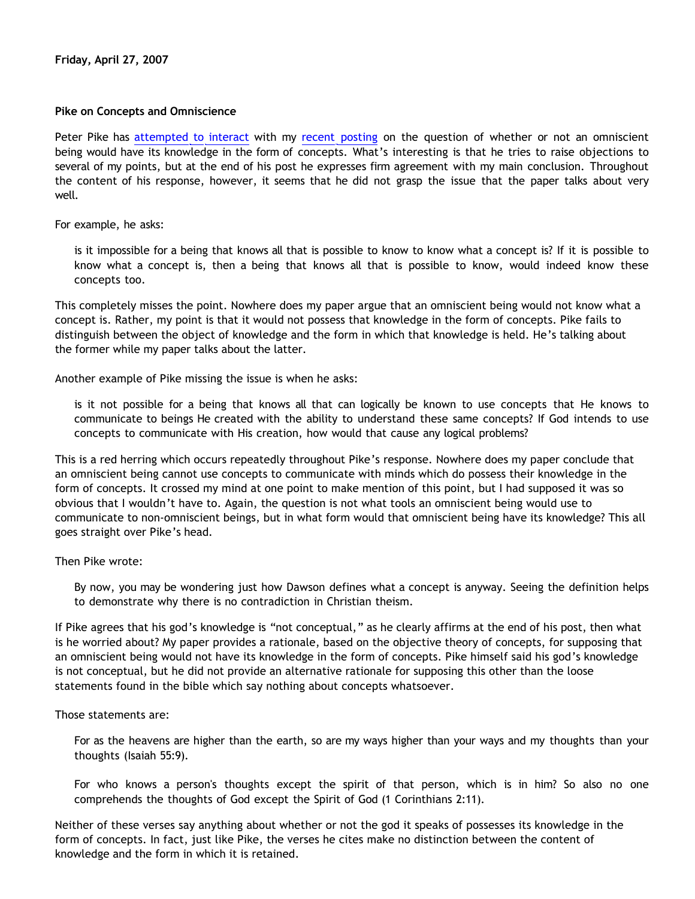**Friday, April 27, 2007**

**Pike on Concepts and Omniscience**

Peter Pike has attempted to interact with my recent posting on the question of whether or not an omniscient being would have its knowledge in the form of concepts. What's interesting is that he tries to raise objections to several of my points, but at the end of his post he expresses firm agreement with my main conclusion. Throughout the content of his response, however, it seems that he did not grasp the issue that the paper talks about very well.

For example, he asks:

> is it impossible for a being that knows all that is possible to know to know what a concept is? If it is possible to know what a concept is, then a being that knows all that is possible to know, would indeed know these concepts too.

This completely misses the point. Nowhere does my paper argue that an omniscient being would not know what a concept is. Rather, my point is that it would not possess that knowledge in the form of concepts. Pike fails to distinguish between the object of knowledge and the form in which that knowledge is held. He's talking about the former while my paper talks about the latter.

Another example of Pike missing the issue is when he asks:

> is it not possible for a being that knows all that can logically be known to use concepts that He knows to communicate to beings He created with the ability to understand these same concepts? If God intends to use concepts to communicate with His creation, how would that cause any logical problems?

This is a red herring which occurs repeatedly throughout Pike's response. Nowhere does my paper conclude that an omniscient being cannot use concepts to communicate with minds which do possess their knowledge in the form of concepts. It crossed my mind at one point to make mention of this point, but I had supposed it was so obvious that I wouldn't have to. Again, the question is not what tools an omniscient being would use to communicate to non-omniscient beings, but in what form would that omniscient being have its knowledge? This all goes straight over Pike's head.

Then Pike wrote:

> By now, you may be wondering just how Dawson defines what a concept is anyway. Seeing the definition helps to demonstrate why there is no contradiction in Christian theism.

If Pike agrees that his god's knowledge is "not conceptual," as he clearly affirms at the end of his post, then what is he worried about? My paper provides a rationale, based on the objective theory of concepts, for supposing that an omniscient being would not have its knowledge in the form of concepts. Pike himself said his god's knowledge is not conceptual, but he did not provide an alternative rationale for supposing this other than the loose statements found in the bible which say nothing about concepts whatsoever.

Those statements are:

> For as the heavens are higher than the earth, so are my ways higher than your ways and my thoughts than your thoughts (Isaiah 55:9).
>
> For who knows a person's thoughts except the spirit of that person, which is in him? So also no one comprehends the thoughts of God except the Spirit of God (1 Corinthians 2:11).

Neither of these verses say anything about whether or not the god it speaks of possesses its knowledge in the form of concepts. In fact, just like Pike, the verses he cites make no distinction between the content of knowledge and the form in which it is retained.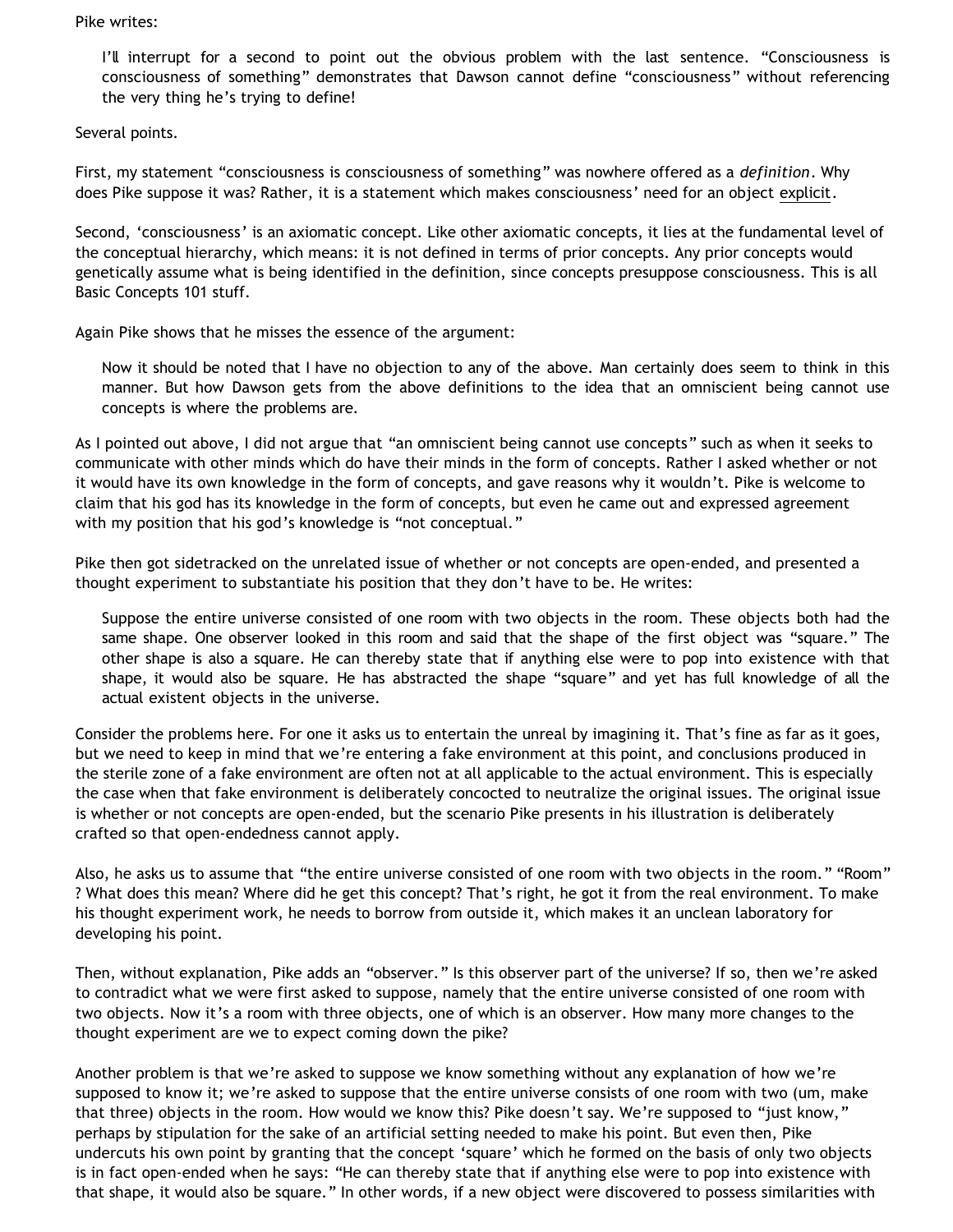Pike writes:

> I'll interrupt for a second to point out the obvious problem with the last sentence. "Consciousness is consciousness of something" demonstrates that Dawson cannot define "consciousness" without referencing the very thing he's trying to define!

Several points.

First, my statement "consciousness is consciousness of something" was nowhere offered as a *definition*. Why does Pike suppose it was? Rather, it is a statement which makes consciousness' need for an object explicit.

Second, 'consciousness' is an axiomatic concept. Like other axiomatic concepts, it lies at the fundamental level of the conceptual hierarchy, which means: it is not defined in terms of prior concepts. Any prior concepts would genetically assume what is being identified in the definition, since concepts presuppose consciousness. This is all Basic Concepts 101 stuff.

Again Pike shows that he misses the essence of the argument:

> Now it should be noted that I have no objection to any of the above. Man certainly does seem to think in this manner. But how Dawson gets from the above definitions to the idea that an omniscient being cannot use concepts is where the problems are.

As I pointed out above, I did not argue that "an omniscient being cannot use concepts" such as when it seeks to communicate with other minds which do have their minds in the form of concepts. Rather I asked whether or not it would have its own knowledge in the form of concepts, and gave reasons why it wouldn't. Pike is welcome to claim that his god has its knowledge in the form of concepts, but even he came out and expressed agreement with my position that his god's knowledge is "not conceptual."

Pike then got sidetracked on the unrelated issue of whether or not concepts are open-ended, and presented a thought experiment to substantiate his position that they don't have to be. He writes:

> Suppose the entire universe consisted of one room with two objects in the room. These objects both had the same shape. One observer looked in this room and said that the shape of the first object was "square." The other shape is also a square. He can thereby state that if anything else were to pop into existence with that shape, it would also be square. He has abstracted the shape "square" and yet has full knowledge of all the actual existent objects in the universe.

Consider the problems here. For one it asks us to entertain the unreal by imagining it. That's fine as far as it goes, but we need to keep in mind that we're entering a fake environment at this point, and conclusions produced in the sterile zone of a fake environment are often not at all applicable to the actual environment. This is especially the case when that fake environment is deliberately concocted to neutralize the original issues. The original issue is whether or not concepts are open-ended, but the scenario Pike presents in his illustration is deliberately crafted so that open-endedness cannot apply.

Also, he asks us to assume that "the entire universe consisted of one room with two objects in the room." "Room" ? What does this mean? Where did he get this concept? That's right, he got it from the real environment. To make his thought experiment work, he needs to borrow from outside it, which makes it an unclean laboratory for developing his point.

Then, without explanation, Pike adds an "observer." Is this observer part of the universe? If so, then we're asked to contradict what we were first asked to suppose, namely that the entire universe consisted of one room with two objects. Now it's a room with three objects, one of which is an observer. How many more changes to the thought experiment are we to expect coming down the pike?

Another problem is that we're asked to suppose we know something without any explanation of how we're supposed to know it; we're asked to suppose that the entire universe consists of one room with two (um, make that three) objects in the room. How would we know this? Pike doesn't say. We're supposed to "just know," perhaps by stipulation for the sake of an artificial setting needed to make his point. But even then, Pike undercuts his own point by granting that the concept 'square' which he formed on the basis of only two objects is in fact open-ended when he says: "He can thereby state that if anything else were to pop into existence with that shape, it would also be square." In other words, if a new object were discovered to possess similarities with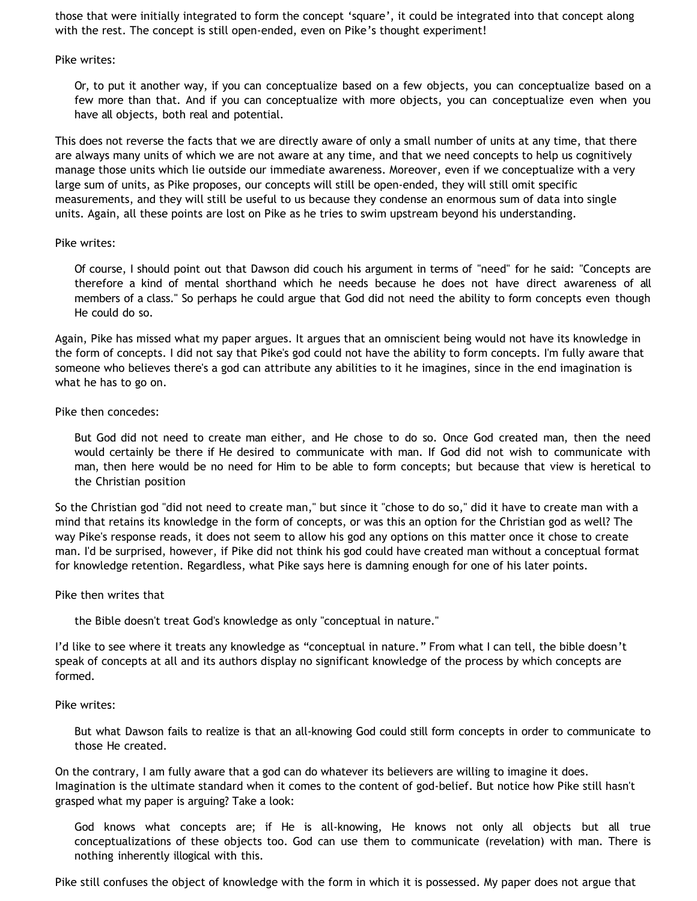those that were initially integrated to form the concept ‘square’, it could be integrated into that concept along with the rest. The concept is still open-ended, even on Pike’s thought experiment!

Pike writes:

> Or, to put it another way, if you can conceptualize based on a few objects, you can conceptualize based on a few more than that. And if you can conceptualize with more objects, you can conceptualize even when you have all objects, both real and potential.

This does not reverse the facts that we are directly aware of only a small number of units at any time, that there are always many units of which we are not aware at any time, and that we need concepts to help us cognitively manage those units which lie outside our immediate awareness. Moreover, even if we conceptualize with a very large sum of units, as Pike proposes, our concepts will still be open-ended, they will still omit specific measurements, and they will still be useful to us because they condense an enormous sum of data into single units. Again, all these points are lost on Pike as he tries to swim upstream beyond his understanding.

Pike writes:

> Of course, I should point out that Dawson did couch his argument in terms of "need" for he said: "Concepts are therefore a kind of mental shorthand which he needs because he does not have direct awareness of all members of a class." So perhaps he could argue that God did not need the ability to form concepts even though He could do so.

Again, Pike has missed what my paper argues. It argues that an omniscient being would not have its knowledge in the form of concepts. I did not say that Pike's god could not have the ability to form concepts. I'm fully aware that someone who believes there's a god can attribute any abilities to it he imagines, since in the end imagination is what he has to go on.

Pike then concedes:

> But God did not need to create man either, and He chose to do so. Once God created man, then the need would certainly be there if He desired to communicate with man. If God did not wish to communicate with man, then here would be no need for Him to be able to form concepts; but because that view is heretical to the Christian position

So the Christian god "did not need to create man," but since it "chose to do so," did it have to create man with a mind that retains its knowledge in the form of concepts, or was this an option for the Christian god as well? The way Pike's response reads, it does not seem to allow his god any options on this matter once it chose to create man. I'd be surprised, however, if Pike did not think his god could have created man without a conceptual format for knowledge retention. Regardless, what Pike says here is damning enough for one of his later points.

Pike then writes that

> the Bible doesn't treat God's knowledge as only "conceptual in nature."

I’d like to see where it treats any knowledge as “conceptual in nature.” From what I can tell, the bible doesn’t speak of concepts at all and its authors display no significant knowledge of the process by which concepts are formed.

Pike writes:

> But what Dawson fails to realize is that an all-knowing God could still form concepts in order to communicate to those He created.

On the contrary, I am fully aware that a god can do whatever its believers are willing to imagine it does. Imagination is the ultimate standard when it comes to the content of god-belief. But notice how Pike still hasn't grasped what my paper is arguing? Take a look:

> God knows what concepts are; if He is all-knowing, He knows not only all objects but all true conceptualizations of these objects too. God can use them to communicate (revelation) with man. There is nothing inherently illogical with this.

Pike still confuses the object of knowledge with the form in which it is possessed. My paper does not argue that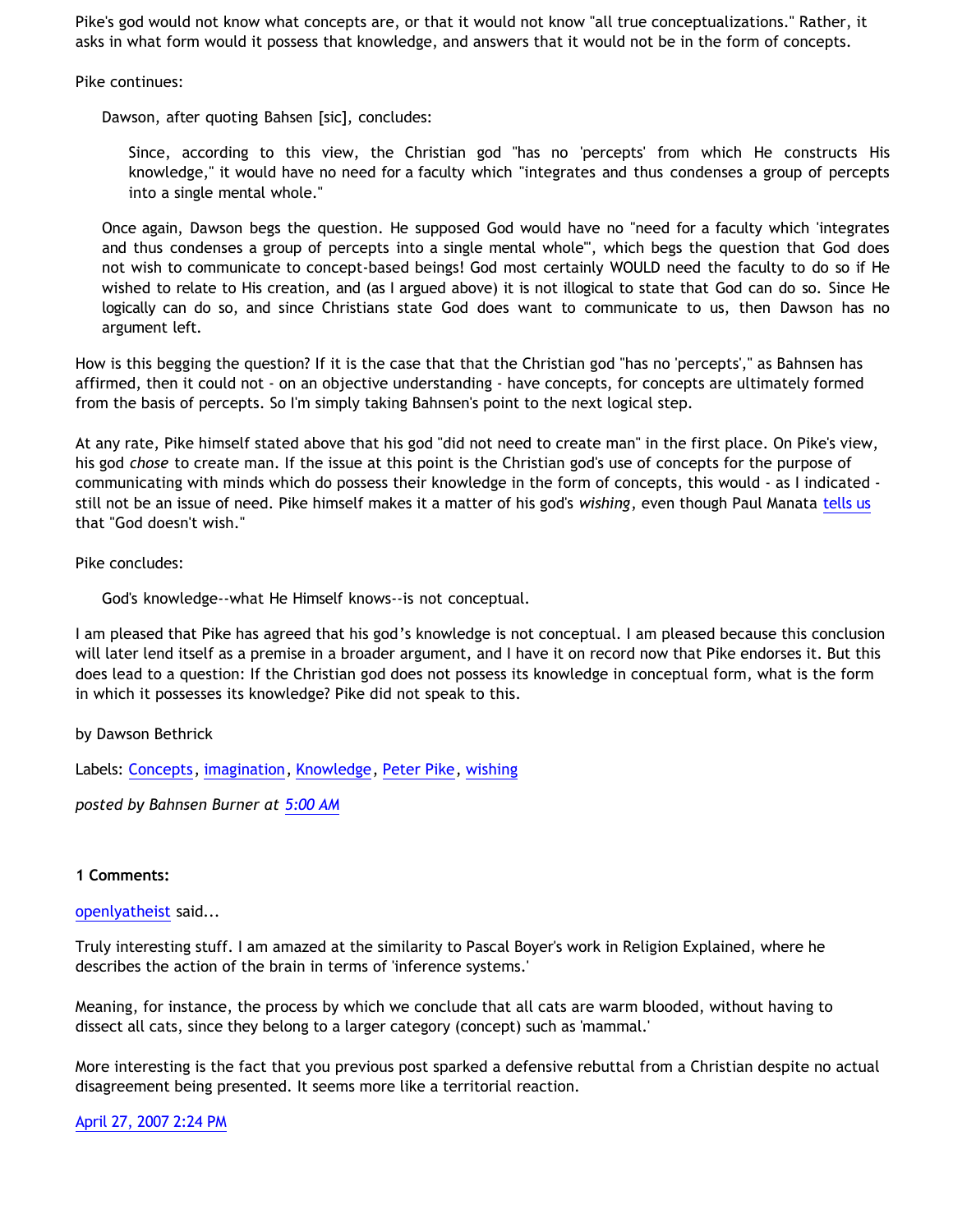Pike's god would not know what concepts are, or that it would not know "all true conceptualizations." Rather, it asks in what form would it possess that knowledge, and answers that it would not be in the form of concepts.

Pike continues:

> Dawson, after quoting Bahsen [sic], concludes:
>
> > Since, according to this view, the Christian god "has no 'percepts' from which He constructs His knowledge," it would have no need for a faculty which "integrates and thus condenses a group of percepts into a single mental whole."
>
> Once again, Dawson begs the question. He supposed God would have no "need for a faculty which 'integrates and thus condenses a group of percepts into a single mental whole'", which begs the question that God does not wish to communicate to concept-based beings! God most certainly WOULD need the faculty to do so if He wished to relate to His creation, and (as I argued above) it is not illogical to state that God can do so. Since He logically can do so, and since Christians state God does want to communicate to us, then Dawson has no argument left.

How is this begging the question? If it is the case that that the Christian god "has no 'percepts'," as Bahnsen has affirmed, then it could not - on an objective understanding - have concepts, for concepts are ultimately formed from the basis of percepts. So I'm simply taking Bahnsen's point to the next logical step.

At any rate, Pike himself stated above that his god "did not need to create man" in the first place. On Pike's view, his god *chose* to create man. If the issue at this point is the Christian god's use of concepts for the purpose of communicating with minds which do possess their knowledge in the form of concepts, this would - as I indicated - still not be an issue of need. Pike himself makes it a matter of his god's *wishing*, even though Paul Manata [tells us](#) that "God doesn't wish."

Pike concludes:

> God's knowledge--what He Himself knows--is not conceptual.

I am pleased that Pike has agreed that his god's knowledge is not conceptual. I am pleased because this conclusion will later lend itself as a premise in a broader argument, and I have it on record now that Pike endorses it. But this does lead to a question: If the Christian god does not possess its knowledge in conceptual form, what is the form in which it possesses its knowledge? Pike did not speak to this.

by Dawson Bethrick

Labels: [Concepts](#), [imagination](#), [Knowledge](#), [Peter Pike](#), [wishing](#)

*posted by Bahnsen Burner at [5:00 AM](#)*

**1 Comments:**

[openlyatheist](#) said...

Truly interesting stuff. I am amazed at the similarity to Pascal Boyer's work in Religion Explained, where he describes the action of the brain in terms of 'inference systems.'

Meaning, for instance, the process by which we conclude that all cats are warm blooded, without having to dissect all cats, since they belong to a larger category (concept) such as 'mammal.'

More interesting is the fact that you previous post sparked a defensive rebuttal from a Christian despite no actual disagreement being presented. It seems more like a territorial reaction.

[April 27, 2007 2:24 PM](#)